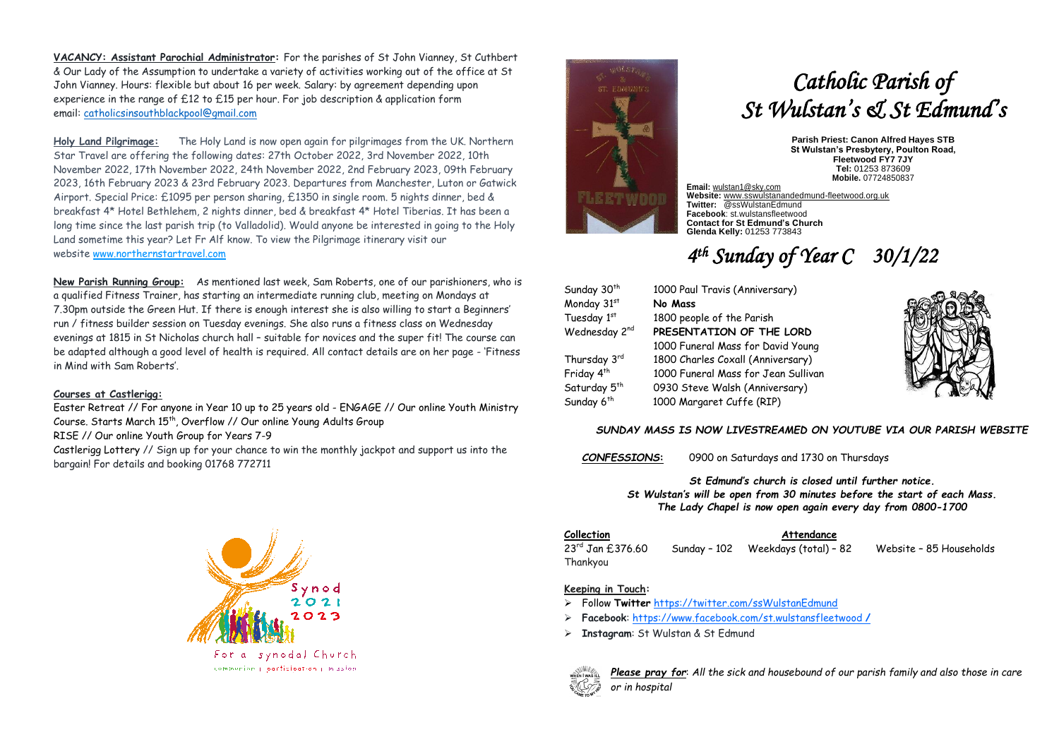**VACANCY: Assistant Parochial Administrator:** For the parishes of St John Vianney, St Cuthbert & Our Lady of the Assumption to undertake a variety of activities working out of the office at St John Vianney. Hours: flexible but about 16 per week. Salary: by agreement depending upon experience in the range of £12 to £15 per hour. For job description & application form email: catholicsinsouthblackpool@gmail.com

**Holy Land Pilgrimage:** The Holy Land is now open again for pilgrimages from the UK. Northern Star Travel are offering the following dates: 27th October 2022, 3rd November 2022, 10th November 2022, 17th November 2022, 24th November 2022, 2nd February 2023, 09th February 2023, 16th February 2023 & 23rd February 2023. Departures from Manchester, Luton or Gatwick Airport. Special Price: £1095 per person sharing, £1350 in single room. 5 nights dinner, bed & breakfast 4* Hotel Bethlehem, 2 nights dinner, bed & breakfast 4* Hotel Tiberias. It has been a long time since the last parish trip (to Valladolid). Would anyone be interested in going to the Holy Land sometime this year? Let Fr Alf know. To view the Pilgrimage itinerary visit our website www.northernstartravel.com

**New Parish Running Group:** As mentioned last week, Sam Roberts, one of our parishioners, who is a qualified Fitness Trainer, has starting an intermediate running club, meeting on Mondays at 7.30pm outside the Green Hut. If there is enough interest she is also willing to start a Beginners' run / fitness builder session on Tuesday evenings. She also runs a fitness class on Wednesday evenings at 1815 in St Nicholas church hall – suitable for novices and the super fit! The course can be adapted although a good level of health is required. All contact details are on her page - 'Fitness in Mind with Sam Roberts'.

**Courses at Castlerigg:**

Easter Retreat // For anyone in Year 10 up to 25 years old - ENGAGE // Our online Youth Ministry Course. Starts March 15th, Overflow // Our online Young Adults Group

RISE // Our online Youth Group for Years 7-9

Castlerigg Lottery // Sign up for your chance to win the monthly jackpot and support us into the bargain! For details and booking 01768 772711

Synod 2021 2023

For a synodal Church

communion | participation | mission

# *Catholic Parish of St Wulstan's & St Edmund's*

**Parish Priest: Canon Alfred Hayes STB**
**St Wulstan's Presbytery, Poulton Road, Fleetwood FY7 7JY**
**Tel:** 01253 873609
**Mobile.** 07724850837

**Email:** wulstan1@sky.com
**Website:** www.sswulstanandedmund-fleetwood.org.uk
**Twitter:** @ssWulstanEdmund
**Facebook**: st.wulstansfleetwood
**Contact for St Edmund's Church**
**Glenda Kelly:** 01253 773843

## *4th Sunday of Year C 30/1/22*

| | |
|---|---|
| Sunday 30th | 1000 Paul Travis (Anniversary) |
| Monday 31st | **No Mass** |
| Tuesday 1st | 1800 people of the Parish |
| Wednesday 2nd | **PRESENTATION OF THE LORD** |
| | 1000 Funeral Mass for David Young |
| Thursday 3rd | 1800 Charles Coxall (Anniversary) |
| Friday 4th | 1000 Funeral Mass for Jean Sullivan |
| Saturday 5th | 0930 Steve Walsh (Anniversary) |
| Sunday 6th | 1000 Margaret Cuffe (RIP) |

***SUNDAY MASS IS NOW LIVESTREAMED ON YOUTUBE VIA OUR PARISH WEBSITE***

***CONFESSIONS:*** 0900 on Saturdays and 1730 on Thursdays

***St Edmund's church is closed until further notice.***
***St Wulstan's will be open from 30 minutes before the start of each Mass.***
***The Lady Chapel is now open again every day from 0800-1700***

| **Collection** | **Attendance** | | |
|---|---|---|---|
| 23rd Jan £376.60 Thankyou | Sunday – 102 | Weekdays (total) – 82 | Website – 85 Households |

**Keeping in Touch:**

- Follow **Twitter** https://twitter.com/ssWulstanEdmund
- **Facebook**: https://www.facebook.com/st.wulstansfleetwood /
- **Instagram**: St Wulstan & St Edmund

***Please pray for****: All the sick and housebound of our parish family and also those in care or in hospital*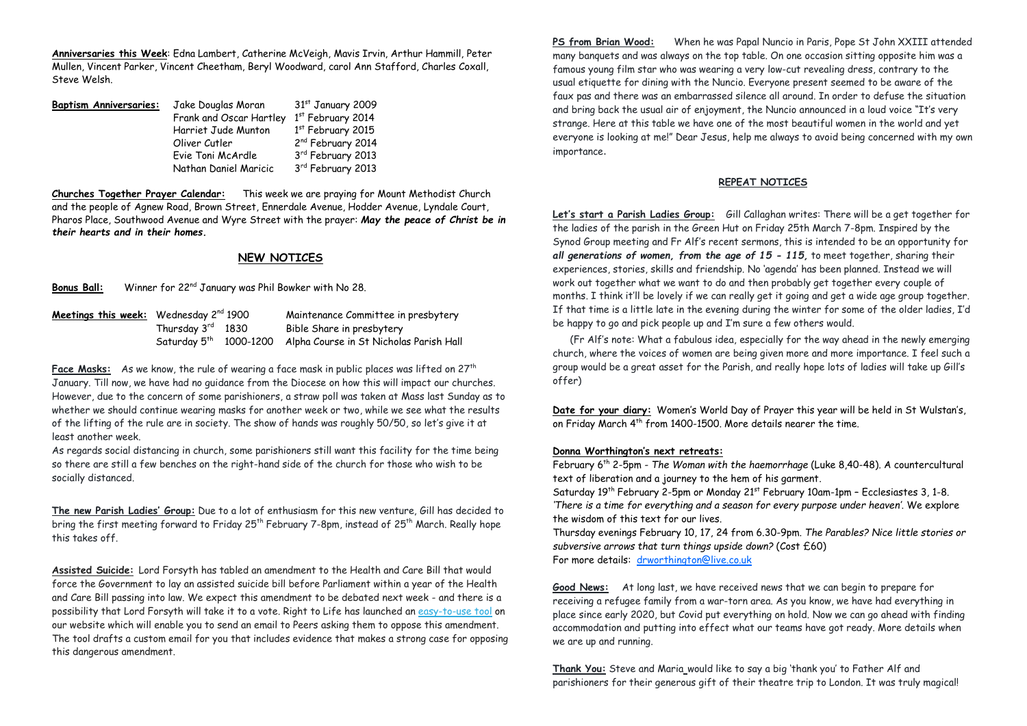**Anniversaries this Week**: Edna Lambert, Catherine McVeigh, Mavis Irvin, Arthur Hammill, Peter Mullen, Vincent Parker, Vincent Cheetham, Beryl Woodward, carol Ann Stafford, Charles Coxall, Steve Welsh.

| | | |
|---|---|---|
| **Baptism Anniversaries:** | Jake Douglas Moran | 31st January 2009 |
| | Frank and Oscar Hartley | 1st February 2014 |
| | Harriet Jude Munton | 1st February 2015 |
| | Oliver Cutler | 2nd February 2014 |
| | Evie Toni McArdle | 3rd February 2013 |
| | Nathan Daniel Maricic | 3rd February 2013 |

**Churches Together Prayer Calendar:** This week we are praying for Mount Methodist Church and the people of Agnew Road, Brown Street, Ennerdale Avenue, Hodder Avenue, Lyndale Court, Pharos Place, Southwood Avenue and Wyre Street with the prayer: ***May the peace of Christ be in their hearts and in their homes.***

## NEW NOTICES

**Bonus Ball:** Winner for 22nd January was Phil Bowker with No 28.

| | | | |
|---|---|---|---|
| **Meetings this week:** | Wednesday 2nd | 1900 | Maintenance Committee in presbytery |
| | Thursday 3rd | 1830 | Bible Share in presbytery |
| | Saturday 5th | 1000-1200 | Alpha Course in St Nicholas Parish Hall |

**Face Masks:** As we know, the rule of wearing a face mask in public places was lifted on 27th January. Till now, we have had no guidance from the Diocese on how this will impact our churches. However, due to the concern of some parishioners, a straw poll was taken at Mass last Sunday as to whether we should continue wearing masks for another week or two, while we see what the results of the lifting of the rule are in society. The show of hands was roughly 50/50, so let's give it at least another week.

As regards social distancing in church, some parishioners still want this facility for the time being so there are still a few benches on the right-hand side of the church for those who wish to be socially distanced.

**The new Parish Ladies' Group:** Due to a lot of enthusiasm for this new venture, Gill has decided to bring the first meeting forward to Friday 25th February 7-8pm, instead of 25th March. Really hope this takes off.

**Assisted Suicide:** Lord Forsyth has tabled an amendment to the Health and Care Bill that would force the Government to lay an assisted suicide bill before Parliament within a year of the Health and Care Bill passing into law. We expect this amendment to be debated next week - and there is a possibility that Lord Forsyth will take it to a vote. Right to Life has launched an easy-to-use tool on our website which will enable you to send an email to Peers asking them to oppose this amendment. The tool drafts a custom email for you that includes evidence that makes a strong case for opposing this dangerous amendment.

**PS from Brian Wood:** When he was Papal Nuncio in Paris, Pope St John XXIII attended many banquets and was always on the top table. On one occasion sitting opposite him was a famous young film star who was wearing a very low-cut revealing dress, contrary to the usual etiquette for dining with the Nuncio. Everyone present seemed to be aware of the faux pas and there was an embarrassed silence all around. In order to defuse the situation and bring back the usual air of enjoyment, the Nuncio announced in a loud voice "It's very strange. Here at this table we have one of the most beautiful women in the world and yet everyone is looking at me!" Dear Jesus, help me always to avoid being concerned with my own importance.

## REPEAT NOTICES

**Let's start a Parish Ladies Group:** Gill Callaghan writes: There will be a get together for the ladies of the parish in the Green Hut on Friday 25th March 7-8pm. Inspired by the Synod Group meeting and Fr Alf's recent sermons, this is intended to be an opportunity for ***all generations of women, from the age of 15 - 115,*** to meet together, sharing their experiences, stories, skills and friendship. No 'agenda' has been planned. Instead we will work out together what we want to do and then probably get together every couple of months. I think it'll be lovely if we can really get it going and get a wide age group together. If that time is a little late in the evening during the winter for some of the older ladies, I'd be happy to go and pick people up and I'm sure a few others would.

(Fr Alf's note: What a fabulous idea, especially for the way ahead in the newly emerging church, where the voices of women are being given more and more importance. I feel such a group would be a great asset for the Parish, and really hope lots of ladies will take up Gill's offer)

**Date for your diary:** Women's World Day of Prayer this year will be held in St Wulstan's, on Friday March 4th from 1400-1500. More details nearer the time.

**Donna Worthington's next retreats:**

February 6th 2-5pm - *The Woman with the haemorrhage* (Luke 8,40-48). A countercultural text of liberation and a journey to the hem of his garment.

Saturday 19th February 2-5pm or Monday 21st February 10am-1pm – Ecclesiastes 3, 1-8. *'There is a time for everything and a season for every purpose under heaven'.* We explore the wisdom of this text for our lives.

Thursday evenings February 10, 17, 24 from 6.30-9pm. *The Parables? Nice little stories or subversive arrows that turn things upside down?* (Cost £60)

For more details: drworthington@live.co.uk

**Good News:** At long last, we have received news that we can begin to prepare for receiving a refugee family from a war-torn area. As you know, we have had everything in place since early 2020, but Covid put everything on hold. Now we can go ahead with finding accommodation and putting into effect what our teams have got ready. More details when we are up and running.

**Thank You:** Steve and Maria would like to say a big 'thank you' to Father Alf and parishioners for their generous gift of their theatre trip to London. It was truly magical!